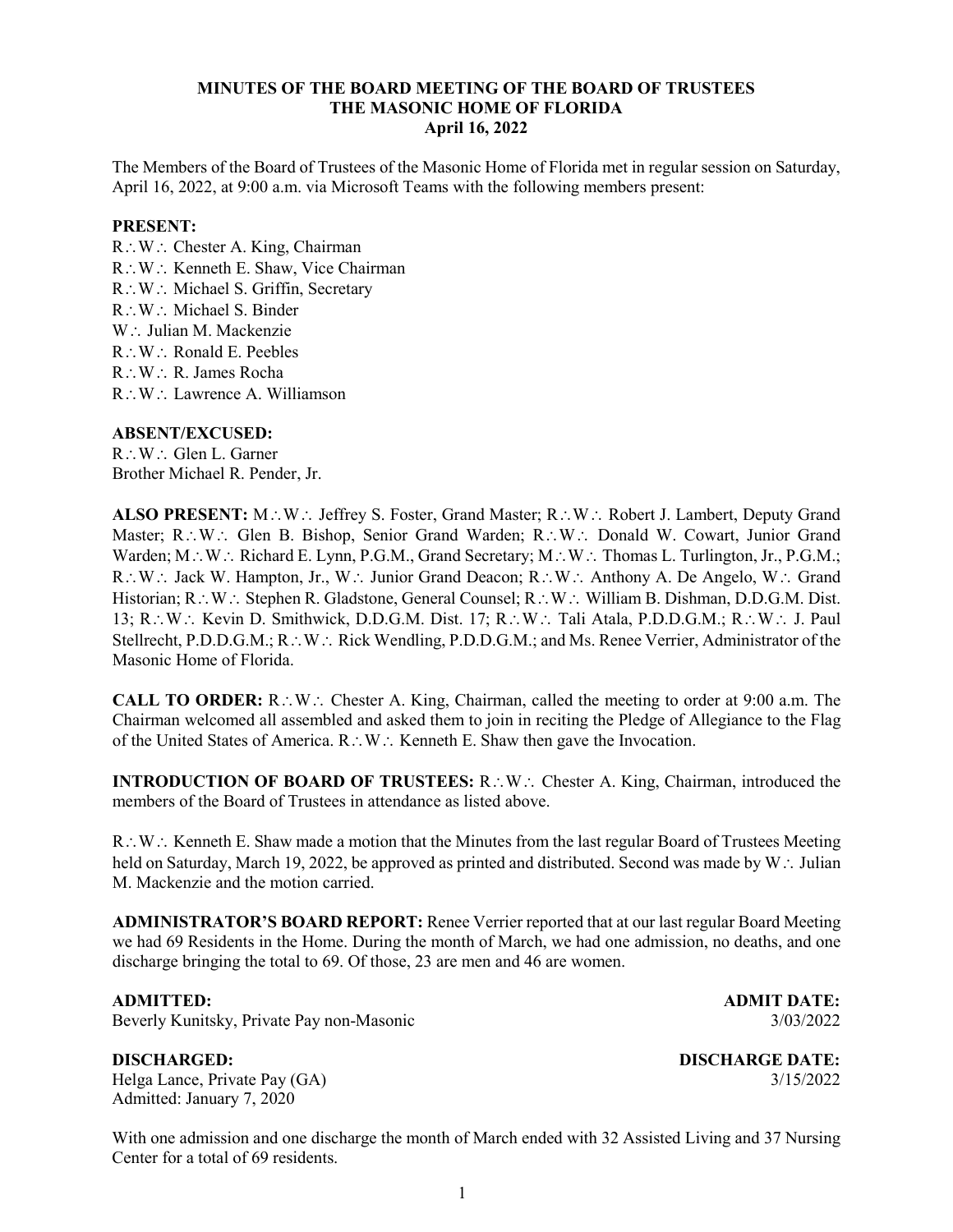**MINUTES OF THE BOARD MEETING OF THE BOARD OF TRUSTEES**
**THE MASONIC HOME OF FLORIDA**
**April 16, 2022**

The Members of the Board of Trustees of the Masonic Home of Florida met in regular session on Saturday, April 16, 2022, at 9:00 a.m. via Microsoft Teams with the following members present:

**PRESENT:**
R∴W∴ Chester A. King, Chairman
R∴W∴ Kenneth E. Shaw, Vice Chairman
R∴W∴ Michael S. Griffin, Secretary
R∴W∴ Michael S. Binder
W∴ Julian M. Mackenzie
R∴W∴ Ronald E. Peebles
R∴W∴ R. James Rocha
R∴W∴ Lawrence A. Williamson

**ABSENT/EXCUSED:**
R∴W∴ Glen L. Garner
Brother Michael R. Pender, Jr.

**ALSO PRESENT:** M∴W∴ Jeffrey S. Foster, Grand Master; R∴W∴ Robert J. Lambert, Deputy Grand Master; R∴W∴ Glen B. Bishop, Senior Grand Warden; R∴W∴ Donald W. Cowart, Junior Grand Warden; M∴W∴ Richard E. Lynn, P.G.M., Grand Secretary; M∴W∴ Thomas L. Turlington, Jr., P.G.M.; R∴W∴ Jack W. Hampton, Jr., W∴ Junior Grand Deacon; R∴W∴ Anthony A. De Angelo, W∴ Grand Historian; R∴W∴ Stephen R. Gladstone, General Counsel; R∴W∴ William B. Dishman, D.D.G.M. Dist. 13; R∴W∴ Kevin D. Smithwick, D.D.G.M. Dist. 17; R∴W∴ Tali Atala, P.D.D.G.M.; R∴W∴ J. Paul Stellrecht, P.D.D.G.M.; R∴W∴ Rick Wendling, P.D.D.G.M.; and Ms. Renee Verrier, Administrator of the Masonic Home of Florida.

**CALL TO ORDER:** R∴W∴ Chester A. King, Chairman, called the meeting to order at 9:00 a.m. The Chairman welcomed all assembled and asked them to join in reciting the Pledge of Allegiance to the Flag of the United States of America. R∴W∴ Kenneth E. Shaw then gave the Invocation.

**INTRODUCTION OF BOARD OF TRUSTEES:** R∴W∴ Chester A. King, Chairman, introduced the members of the Board of Trustees in attendance as listed above.

R∴W∴ Kenneth E. Shaw made a motion that the Minutes from the last regular Board of Trustees Meeting held on Saturday, March 19, 2022, be approved as printed and distributed. Second was made by W∴ Julian M. Mackenzie and the motion carried.

**ADMINISTRATOR'S BOARD REPORT:** Renee Verrier reported that at our last regular Board Meeting we had 69 Residents in the Home. During the month of March, we had one admission, no deaths, and one discharge bringing the total to 69. Of those, 23 are men and 46 are women.

| **ADMITTED:** | **ADMIT DATE:** |
|---|---|
| Beverly Kunitsky, Private Pay non-Masonic | 3/03/2022 |

| **DISCHARGED:** | **DISCHARGE DATE:** |
|---|---|
| Helga Lance, Private Pay (GA) | 3/15/2022 |
| Admitted: January 7, 2020 | |

With one admission and one discharge the month of March ended with 32 Assisted Living and 37 Nursing Center for a total of 69 residents.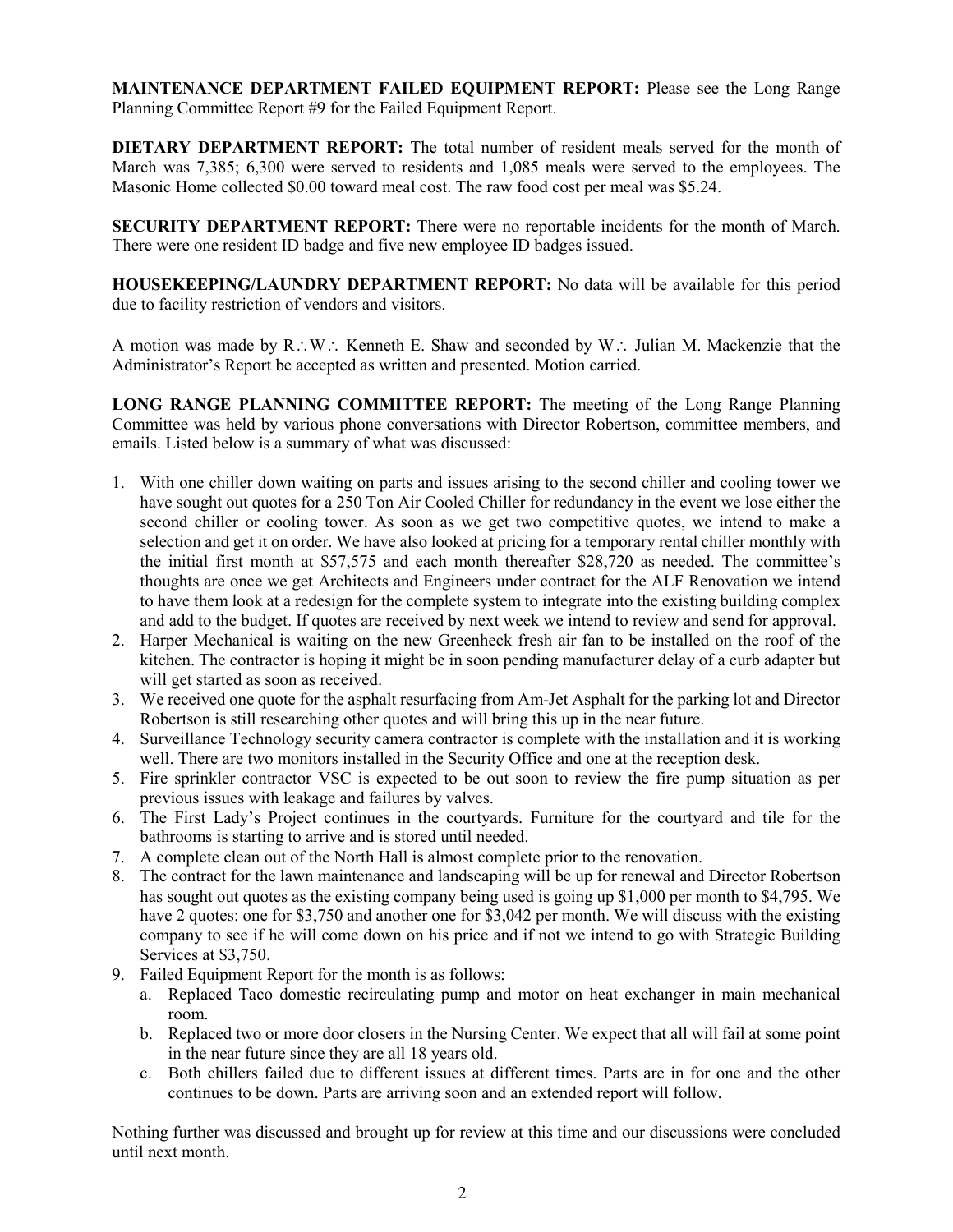**MAINTENANCE DEPARTMENT FAILED EQUIPMENT REPORT:** Please see the Long Range Planning Committee Report #9 for the Failed Equipment Report.

**DIETARY DEPARTMENT REPORT:** The total number of resident meals served for the month of March was 7,385; 6,300 were served to residents and 1,085 meals were served to the employees. The Masonic Home collected $0.00 toward meal cost. The raw food cost per meal was $5.24.

**SECURITY DEPARTMENT REPORT:** There were no reportable incidents for the month of March. There were one resident ID badge and five new employee ID badges issued.

**HOUSEKEEPING/LAUNDRY DEPARTMENT REPORT:** No data will be available for this period due to facility restriction of vendors and visitors.

A motion was made by R∴W∴ Kenneth E. Shaw and seconded by W∴ Julian M. Mackenzie that the Administrator's Report be accepted as written and presented. Motion carried.

**LONG RANGE PLANNING COMMITTEE REPORT:** The meeting of the Long Range Planning Committee was held by various phone conversations with Director Robertson, committee members, and emails. Listed below is a summary of what was discussed:

1. With one chiller down waiting on parts and issues arising to the second chiller and cooling tower we have sought out quotes for a 250 Ton Air Cooled Chiller for redundancy in the event we lose either the second chiller or cooling tower. As soon as we get two competitive quotes, we intend to make a selection and get it on order. We have also looked at pricing for a temporary rental chiller monthly with the initial first month at $57,575 and each month thereafter $28,720 as needed. The committee's thoughts are once we get Architects and Engineers under contract for the ALF Renovation we intend to have them look at a redesign for the complete system to integrate into the existing building complex and add to the budget. If quotes are received by next week we intend to review and send for approval.
2. Harper Mechanical is waiting on the new Greenheck fresh air fan to be installed on the roof of the kitchen. The contractor is hoping it might be in soon pending manufacturer delay of a curb adapter but will get started as soon as received.
3. We received one quote for the asphalt resurfacing from Am-Jet Asphalt for the parking lot and Director Robertson is still researching other quotes and will bring this up in the near future.
4. Surveillance Technology security camera contractor is complete with the installation and it is working well. There are two monitors installed in the Security Office and one at the reception desk.
5. Fire sprinkler contractor VSC is expected to be out soon to review the fire pump situation as per previous issues with leakage and failures by valves.
6. The First Lady's Project continues in the courtyards. Furniture for the courtyard and tile for the bathrooms is starting to arrive and is stored until needed.
7. A complete clean out of the North Hall is almost complete prior to the renovation.
8. The contract for the lawn maintenance and landscaping will be up for renewal and Director Robertson has sought out quotes as the existing company being used is going up $1,000 per month to $4,795. We have 2 quotes: one for $3,750 and another one for $3,042 per month. We will discuss with the existing company to see if he will come down on his price and if not we intend to go with Strategic Building Services at $3,750.
9. Failed Equipment Report for the month is as follows:
   a. Replaced Taco domestic recirculating pump and motor on heat exchanger in main mechanical room.
   b. Replaced two or more door closers in the Nursing Center. We expect that all will fail at some point in the near future since they are all 18 years old.
   c. Both chillers failed due to different issues at different times. Parts are in for one and the other continues to be down. Parts are arriving soon and an extended report will follow.

Nothing further was discussed and brought up for review at this time and our discussions were concluded until next month.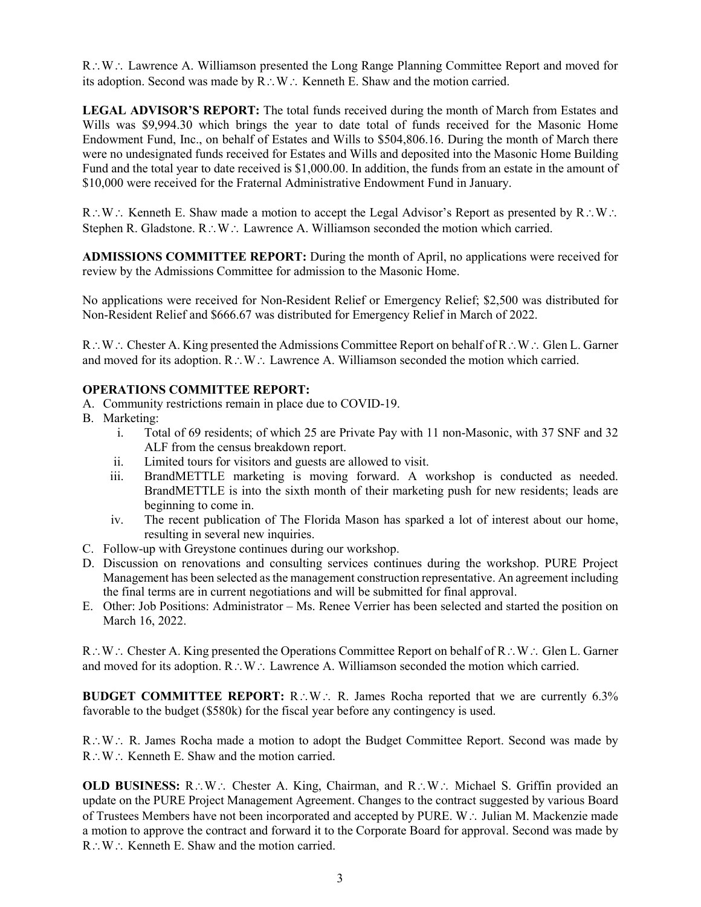R∴W∴ Lawrence A. Williamson presented the Long Range Planning Committee Report and moved for its adoption. Second was made by R∴W∴ Kenneth E. Shaw and the motion carried.

**LEGAL ADVISOR'S REPORT:** The total funds received during the month of March from Estates and Wills was $9,994.30 which brings the year to date total of funds received for the Masonic Home Endowment Fund, Inc., on behalf of Estates and Wills to $504,806.16. During the month of March there were no undesignated funds received for Estates and Wills and deposited into the Masonic Home Building Fund and the total year to date received is $1,000.00. In addition, the funds from an estate in the amount of $10,000 were received for the Fraternal Administrative Endowment Fund in January.

R∴W∴ Kenneth E. Shaw made a motion to accept the Legal Advisor's Report as presented by R∴W∴ Stephen R. Gladstone. R∴W∴ Lawrence A. Williamson seconded the motion which carried.

**ADMISSIONS COMMITTEE REPORT:** During the month of April, no applications were received for review by the Admissions Committee for admission to the Masonic Home.

No applications were received for Non-Resident Relief or Emergency Relief; $2,500 was distributed for Non-Resident Relief and $666.67 was distributed for Emergency Relief in March of 2022.

R∴W∴ Chester A. King presented the Admissions Committee Report on behalf of R∴W∴ Glen L. Garner and moved for its adoption. R∴W∴ Lawrence A. Williamson seconded the motion which carried.

**OPERATIONS COMMITTEE REPORT:**

A. Community restrictions remain in place due to COVID-19.
B. Marketing:
   i. Total of 69 residents; of which 25 are Private Pay with 11 non-Masonic, with 37 SNF and 32 ALF from the census breakdown report.
   ii. Limited tours for visitors and guests are allowed to visit.
   iii. BrandMETTLE marketing is moving forward. A workshop is conducted as needed. BrandMETTLE is into the sixth month of their marketing push for new residents; leads are beginning to come in.
   iv. The recent publication of The Florida Mason has sparked a lot of interest about our home, resulting in several new inquiries.
C. Follow-up with Greystone continues during our workshop.
D. Discussion on renovations and consulting services continues during the workshop. PURE Project Management has been selected as the management construction representative. An agreement including the final terms are in current negotiations and will be submitted for final approval.
E. Other: Job Positions: Administrator – Ms. Renee Verrier has been selected and started the position on March 16, 2022.

R∴W∴ Chester A. King presented the Operations Committee Report on behalf of R∴W∴ Glen L. Garner and moved for its adoption. R∴W∴ Lawrence A. Williamson seconded the motion which carried.

**BUDGET COMMITTEE REPORT:** R∴W∴ R. James Rocha reported that we are currently 6.3% favorable to the budget ($580k) for the fiscal year before any contingency is used.

R∴W∴ R. James Rocha made a motion to adopt the Budget Committee Report. Second was made by R∴W∴ Kenneth E. Shaw and the motion carried.

**OLD BUSINESS:** R∴W∴ Chester A. King, Chairman, and R∴W∴ Michael S. Griffin provided an update on the PURE Project Management Agreement. Changes to the contract suggested by various Board of Trustees Members have not been incorporated and accepted by PURE. W∴ Julian M. Mackenzie made a motion to approve the contract and forward it to the Corporate Board for approval. Second was made by R∴W∴ Kenneth E. Shaw and the motion carried.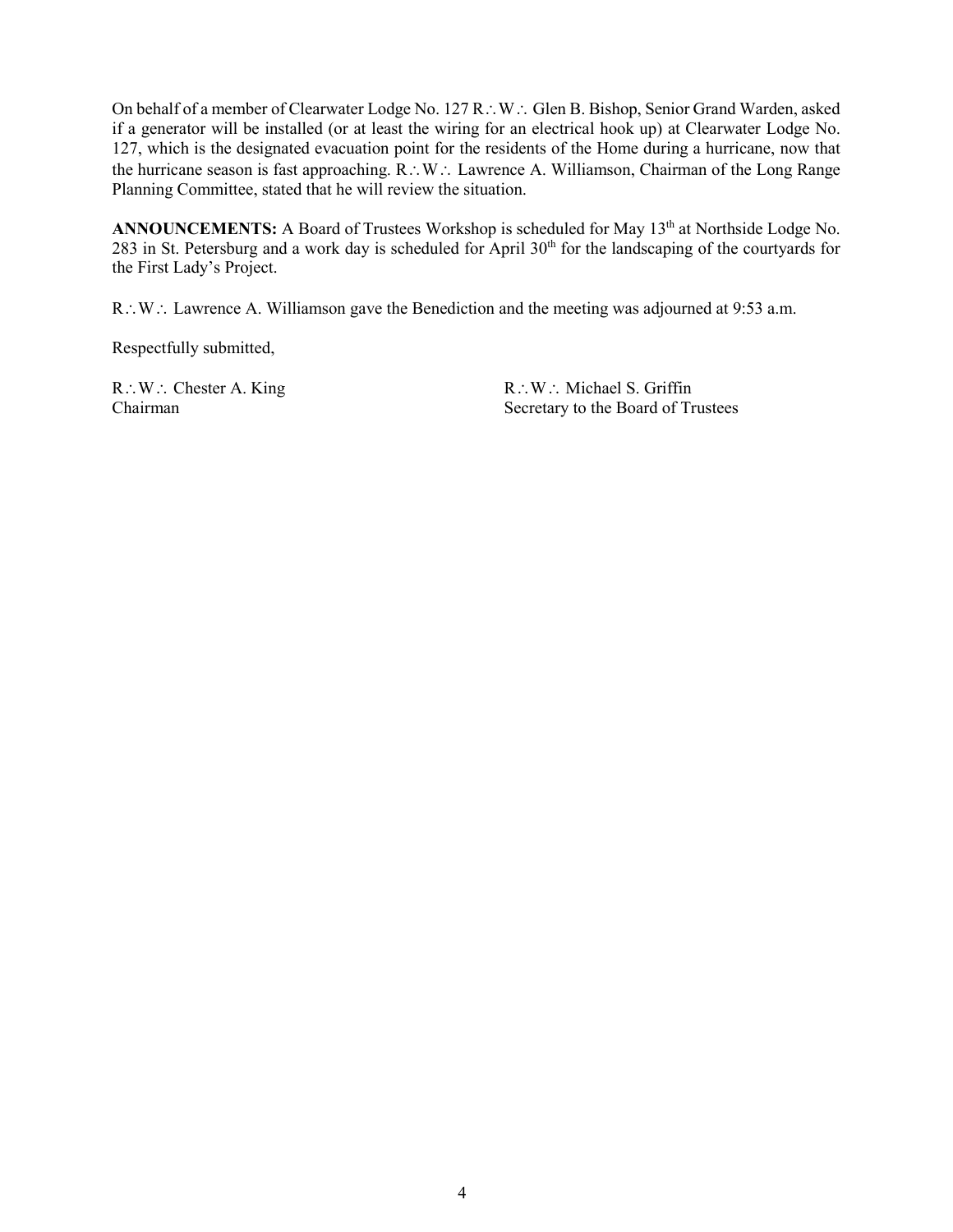On behalf of a member of Clearwater Lodge No. 127 R∴W∴ Glen B. Bishop, Senior Grand Warden, asked if a generator will be installed (or at least the wiring for an electrical hook up) at Clearwater Lodge No. 127, which is the designated evacuation point for the residents of the Home during a hurricane, now that the hurricane season is fast approaching. R∴W∴ Lawrence A. Williamson, Chairman of the Long Range Planning Committee, stated that he will review the situation.

**ANNOUNCEMENTS:** A Board of Trustees Workshop is scheduled for May 13th at Northside Lodge No. 283 in St. Petersburg and a work day is scheduled for April 30th for the landscaping of the courtyards for the First Lady's Project.

R∴W∴ Lawrence A. Williamson gave the Benediction and the meeting was adjourned at 9:53 a.m.

Respectfully submitted,

R∴W∴ Chester A. King
Chairman

R∴W∴ Michael S. Griffin
Secretary to the Board of Trustees